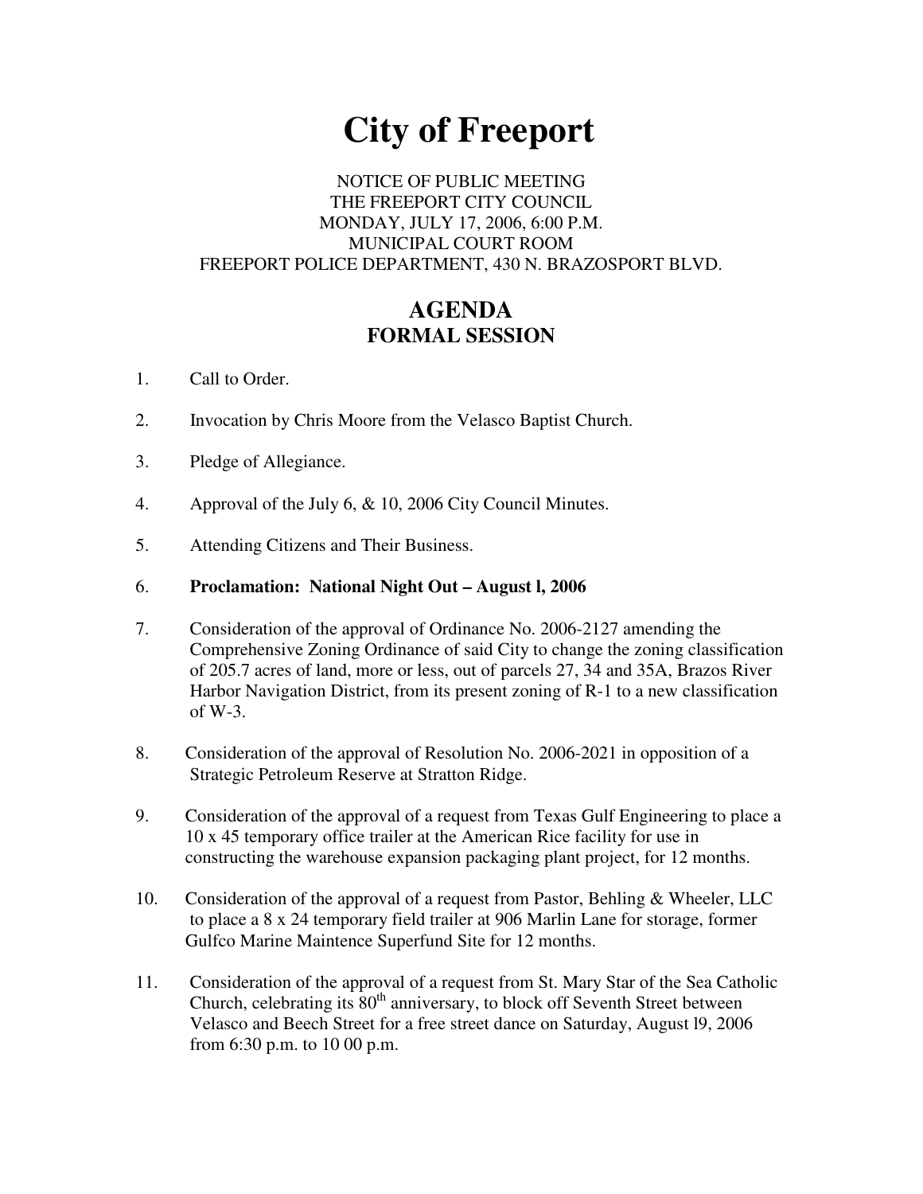# City of Freeport

NOTICE OF PUBLIC MEETING
THE FREEPORT CITY COUNCIL
MONDAY, JULY 17, 2006, 6:00 P.M.
MUNICIPAL COURT ROOM
FREEPORT POLICE DEPARTMENT, 430 N. BRAZOSPORT BLVD.

## AGENDA
### FORMAL SESSION

1. Call to Order.

2. Invocation by Chris Moore from the Velasco Baptist Church.

3. Pledge of Allegiance.

4. Approval of the July 6, & 10, 2006 City Council Minutes.

5. Attending Citizens and Their Business.

6. **Proclamation: National Night Out – August l, 2006**

7. Consideration of the approval of Ordinance No. 2006-2127 amending the Comprehensive Zoning Ordinance of said City to change the zoning classification of 205.7 acres of land, more or less, out of parcels 27, 34 and 35A, Brazos River Harbor Navigation District, from its present zoning of R-1 to a new classification of W-3.

8. Consideration of the approval of Resolution No. 2006-2021 in opposition of a Strategic Petroleum Reserve at Stratton Ridge.

9. Consideration of the approval of a request from Texas Gulf Engineering to place a 10 x 45 temporary office trailer at the American Rice facility for use in constructing the warehouse expansion packaging plant project, for 12 months.

10. Consideration of the approval of a request from Pastor, Behling & Wheeler, LLC to place a 8 x 24 temporary field trailer at 906 Marlin Lane for storage, former Gulfco Marine Maintence Superfund Site for 12 months.

11. Consideration of the approval of a request from St. Mary Star of the Sea Catholic Church, celebrating its 80th anniversary, to block off Seventh Street between Velasco and Beech Street for a free street dance on Saturday, August l9, 2006 from 6:30 p.m. to 10 00 p.m.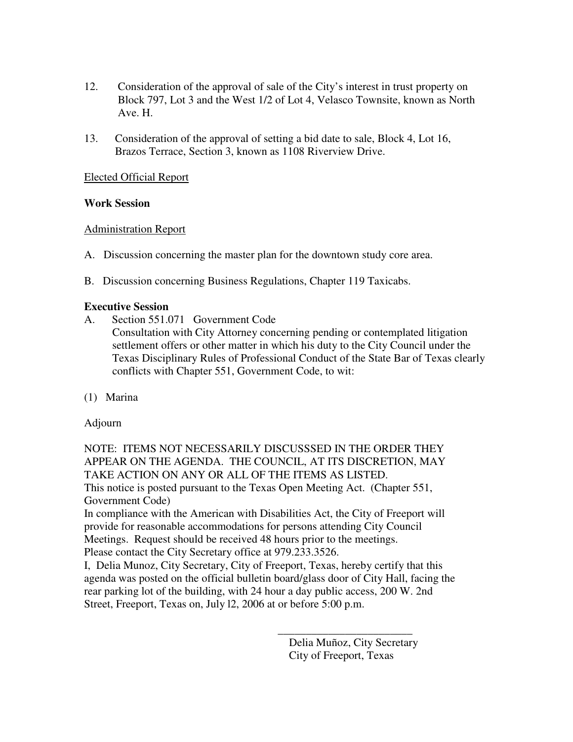12. Consideration of the approval of sale of the City's interest in trust property on Block 797, Lot 3 and the West 1/2 of Lot 4, Velasco Townsite, known as North Ave. H.

13. Consideration of the approval of setting a bid date to sale, Block 4, Lot 16, Brazos Terrace, Section 3, known as 1108 Riverview Drive.

Elected Official Report

**Work Session**

Administration Report

A. Discussion concerning the master plan for the downtown study core area.

B. Discussion concerning Business Regulations, Chapter 119 Taxicabs.

**Executive Session**

A. Section 551.071 Government Code
Consultation with City Attorney concerning pending or contemplated litigation settlement offers or other matter in which his duty to the City Council under the Texas Disciplinary Rules of Professional Conduct of the State Bar of Texas clearly conflicts with Chapter 551, Government Code, to wit:

(1) Marina

Adjourn

NOTE: ITEMS NOT NECESSARILY DISCUSSSED IN THE ORDER THEY APPEAR ON THE AGENDA. THE COUNCIL, AT ITS DISCRETION, MAY TAKE ACTION ON ANY OR ALL OF THE ITEMS AS LISTED.
This notice is posted pursuant to the Texas Open Meeting Act. (Chapter 551, Government Code)
In compliance with the American with Disabilities Act, the City of Freeport will provide for reasonable accommodations for persons attending City Council Meetings. Request should be received 48 hours prior to the meetings.
Please contact the City Secretary office at 979.233.3526.
I, Delia Munoz, City Secretary, City of Freeport, Texas, hereby certify that this agenda was posted on the official bulletin board/glass door of City Hall, facing the rear parking lot of the building, with 24 hour a day public access, 200 W. 2nd Street, Freeport, Texas on, July l2, 2006 at or before 5:00 p.m.

_________________________
Delia Muñoz, City Secretary
City of Freeport, Texas